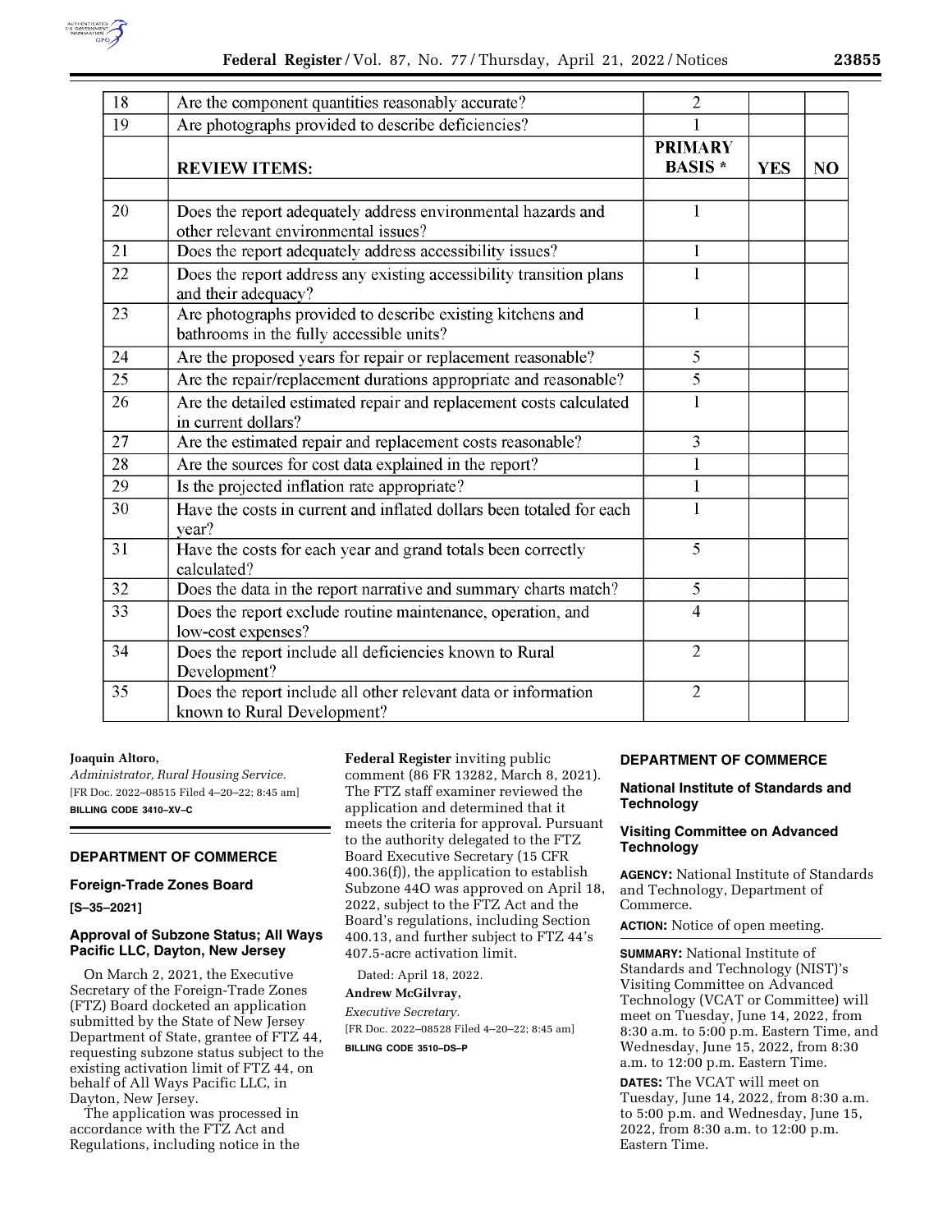| 18 | Are the component quantities reasonably accurate? | 2 | | |
|---|---|---|---|---|
| 19 | Are photographs provided to describe deficiencies? | 1 | | |
| | **REVIEW ITEMS:** | **PRIMARY BASIS \*** | **YES** | **NO** |
| | | | | |
| 20 | Does the report adequately address environmental hazards and other relevant environmental issues? | 1 | | |
| 21 | Does the report adequately address accessibility issues? | 1 | | |
| 22 | Does the report address any existing accessibility transition plans and their adequacy? | 1 | | |
| 23 | Are photographs provided to describe existing kitchens and bathrooms in the fully accessible units? | 1 | | |
| 24 | Are the proposed years for repair or replacement reasonable? | 5 | | |
| 25 | Are the repair/replacement durations appropriate and reasonable? | 5 | | |
| 26 | Are the detailed estimated repair and replacement costs calculated in current dollars? | 1 | | |
| 27 | Are the estimated repair and replacement costs reasonable? | 3 | | |
| 28 | Are the sources for cost data explained in the report? | 1 | | |
| 29 | Is the projected inflation rate appropriate? | 1 | | |
| 30 | Have the costs in current and inflated dollars been totaled for each year? | 1 | | |
| 31 | Have the costs for each year and grand totals been correctly calculated? | 5 | | |
| 32 | Does the data in the report narrative and summary charts match? | 5 | | |
| 33 | Does the report exclude routine maintenance, operation, and low-cost expenses? | 4 | | |
| 34 | Does the report include all deficiencies known to Rural Development? | 2 | | |
| 35 | Does the report include all other relevant data or information known to Rural Development? | 2 | | |

**Joaquin Altoro,**

*Administrator, Rural Housing Service.*

[FR Doc. 2022–08515 Filed 4–20–22; 8:45 am]

**BILLING CODE 3410–XV–C**

## DEPARTMENT OF COMMERCE

### Foreign-Trade Zones Board

**[S–35–2021]**

### Approval of Subzone Status; All Ways Pacific LLC, Dayton, New Jersey

On March 2, 2021, the Executive Secretary of the Foreign-Trade Zones (FTZ) Board docketed an application submitted by the State of New Jersey Department of State, grantee of FTZ 44, requesting subzone status subject to the existing activation limit of FTZ 44, on behalf of All Ways Pacific LLC, in Dayton, New Jersey.

The application was processed in accordance with the FTZ Act and Regulations, including notice in the **Federal Register** inviting public comment (86 FR 13282, March 8, 2021). The FTZ staff examiner reviewed the application and determined that it meets the criteria for approval. Pursuant to the authority delegated to the FTZ Board Executive Secretary (15 CFR 400.36(f)), the application to establish Subzone 44O was approved on April 18, 2022, subject to the FTZ Act and the Board's regulations, including Section 400.13, and further subject to FTZ 44's 407.5-acre activation limit.

Dated: April 18, 2022.

**Andrew McGilvray,**

*Executive Secretary.*

[FR Doc. 2022–08528 Filed 4–20–22; 8:45 am]

**BILLING CODE 3510–DS–P**

## DEPARTMENT OF COMMERCE

### National Institute of Standards and Technology

### Visiting Committee on Advanced Technology

**AGENCY:** National Institute of Standards and Technology, Department of Commerce.

**ACTION:** Notice of open meeting.

**SUMMARY:** National Institute of Standards and Technology (NIST)'s Visiting Committee on Advanced Technology (VCAT or Committee) will meet on Tuesday, June 14, 2022, from 8:30 a.m. to 5:00 p.m. Eastern Time, and Wednesday, June 15, 2022, from 8:30 a.m. to 12:00 p.m. Eastern Time.

**DATES:** The VCAT will meet on Tuesday, June 14, 2022, from 8:30 a.m. to 5:00 p.m. and Wednesday, June 15, 2022, from 8:30 a.m. to 12:00 p.m. Eastern Time.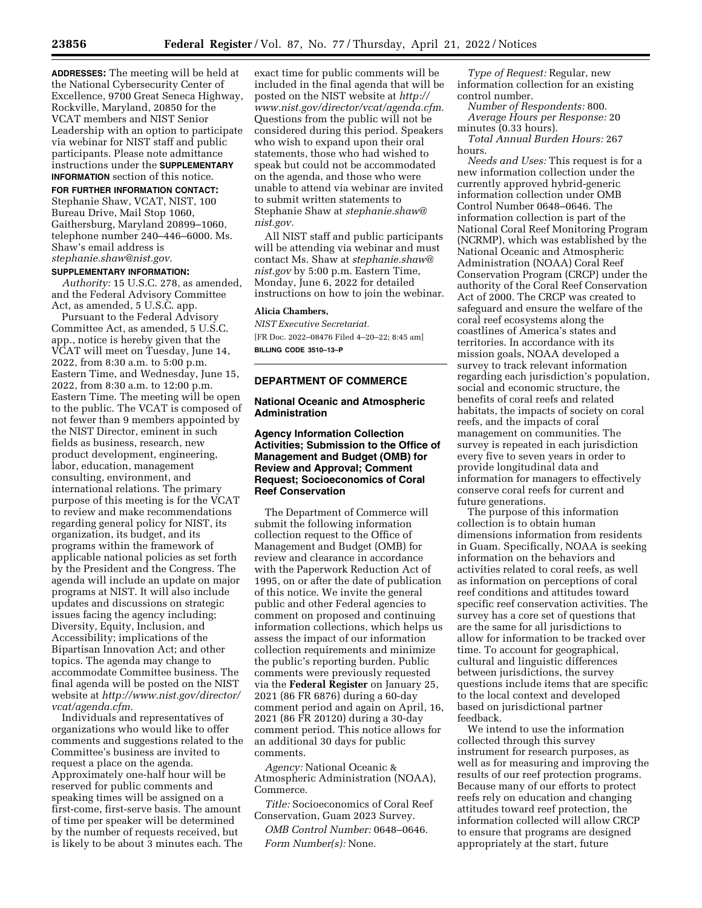**ADDRESSES:** The meeting will be held at the National Cybersecurity Center of Excellence, 9700 Great Seneca Highway, Rockville, Maryland, 20850 for the VCAT members and NIST Senior Leadership with an option to participate via webinar for NIST staff and public participants. Please note admittance instructions under the **SUPPLEMENTARY INFORMATION** section of this notice.

**FOR FURTHER INFORMATION CONTACT:** Stephanie Shaw, VCAT, NIST, 100 Bureau Drive, Mail Stop 1060, Gaithersburg, Maryland 20899–1060, telephone number 240–446–6000. Ms. Shaw's email address is *stephanie.shaw@nist.gov.*

**SUPPLEMENTARY INFORMATION:**

*Authority:* 15 U.S.C. 278, as amended, and the Federal Advisory Committee Act, as amended, 5 U.S.C. app.

Pursuant to the Federal Advisory Committee Act, as amended, 5 U.S.C. app., notice is hereby given that the VCAT will meet on Tuesday, June 14, 2022, from 8:30 a.m. to 5:00 p.m. Eastern Time, and Wednesday, June 15, 2022, from 8:30 a.m. to 12:00 p.m. Eastern Time. The meeting will be open to the public. The VCAT is composed of not fewer than 9 members appointed by the NIST Director, eminent in such fields as business, research, new product development, engineering, labor, education, management consulting, environment, and international relations. The primary purpose of this meeting is for the VCAT to review and make recommendations regarding general policy for NIST, its organization, its budget, and its programs within the framework of applicable national policies as set forth by the President and the Congress. The agenda will include an update on major programs at NIST. It will also include updates and discussions on strategic issues facing the agency including; Diversity, Equity, Inclusion, and Accessibility; implications of the Bipartisan Innovation Act; and other topics. The agenda may change to accommodate Committee business. The final agenda will be posted on the NIST website at *http://www.nist.gov/director/vcat/agenda.cfm.*

Individuals and representatives of organizations who would like to offer comments and suggestions related to the Committee's business are invited to request a place on the agenda. Approximately one-half hour will be reserved for public comments and speaking times will be assigned on a first-come, first-serve basis. The amount of time per speaker will be determined by the number of requests received, but is likely to be about 3 minutes each. The exact time for public comments will be included in the final agenda that will be posted on the NIST website at *http://www.nist.gov/director/vcat/agenda.cfm.* Questions from the public will not be considered during this period. Speakers who wish to expand upon their oral statements, those who had wished to speak but could not be accommodated on the agenda, and those who were unable to attend via webinar are invited to submit written statements to Stephanie Shaw at *stephanie.shaw@nist.gov.*

All NIST staff and public participants will be attending via webinar and must contact Ms. Shaw at *stephanie.shaw@nist.gov* by 5:00 p.m. Eastern Time, Monday, June 6, 2022 for detailed instructions on how to join the webinar.

**Alicia Chambers,**

*NIST Executive Secretariat.*

[FR Doc. 2022–08476 Filed 4–20–22; 8:45 am]

**BILLING CODE 3510–13–P**

## DEPARTMENT OF COMMERCE

### National Oceanic and Atmospheric Administration

### Agency Information Collection Activities; Submission to the Office of Management and Budget (OMB) for Review and Approval; Comment Request; Socioeconomics of Coral Reef Conservation

The Department of Commerce will submit the following information collection request to the Office of Management and Budget (OMB) for review and clearance in accordance with the Paperwork Reduction Act of 1995, on or after the date of publication of this notice. We invite the general public and other Federal agencies to comment on proposed and continuing information collections, which helps us assess the impact of our information collection requirements and minimize the public's reporting burden. Public comments were previously requested via the **Federal Register** on January 25, 2021 (86 FR 6876) during a 60-day comment period and again on April, 16, 2021 (86 FR 20120) during a 30-day comment period. This notice allows for an additional 30 days for public comments.

*Agency:* National Oceanic & Atmospheric Administration (NOAA), Commerce.

*Title:* Socioeconomics of Coral Reef Conservation, Guam 2023 Survey.

*OMB Control Number:* 0648–0646.

*Form Number(s):* None.

*Type of Request:* Regular, new information collection for an existing control number.

*Number of Respondents:* 800.

*Average Hours per Response:* 20 minutes (0.33 hours).

*Total Annual Burden Hours:* 267 hours.

*Needs and Uses:* This request is for a new information collection under the currently approved hybrid-generic information collection under OMB Control Number 0648–0646. The information collection is part of the National Coral Reef Monitoring Program (NCRMP), which was established by the National Oceanic and Atmospheric Administration (NOAA) Coral Reef Conservation Program (CRCP) under the authority of the Coral Reef Conservation Act of 2000. The CRCP was created to safeguard and ensure the welfare of the coral reef ecosystems along the coastlines of America's states and territories. In accordance with its mission goals, NOAA developed a survey to track relevant information regarding each jurisdiction's population, social and economic structure, the benefits of coral reefs and related habitats, the impacts of society on coral reefs, and the impacts of coral management on communities. The survey is repeated in each jurisdiction every five to seven years in order to provide longitudinal data and information for managers to effectively conserve coral reefs for current and future generations.

The purpose of this information collection is to obtain human dimensions information from residents in Guam. Specifically, NOAA is seeking information on the behaviors and activities related to coral reefs, as well as information on perceptions of coral reef conditions and attitudes toward specific reef conservation activities. The survey has a core set of questions that are the same for all jurisdictions to allow for information to be tracked over time. To account for geographical, cultural and linguistic differences between jurisdictions, the survey questions include items that are specific to the local context and developed based on jurisdictional partner feedback.

We intend to use the information collected through this survey instrument for research purposes, as well as for measuring and improving the results of our reef protection programs. Because many of our efforts to protect reefs rely on education and changing attitudes toward reef protection, the information collected will allow CRCP to ensure that programs are designed appropriately at the start, future